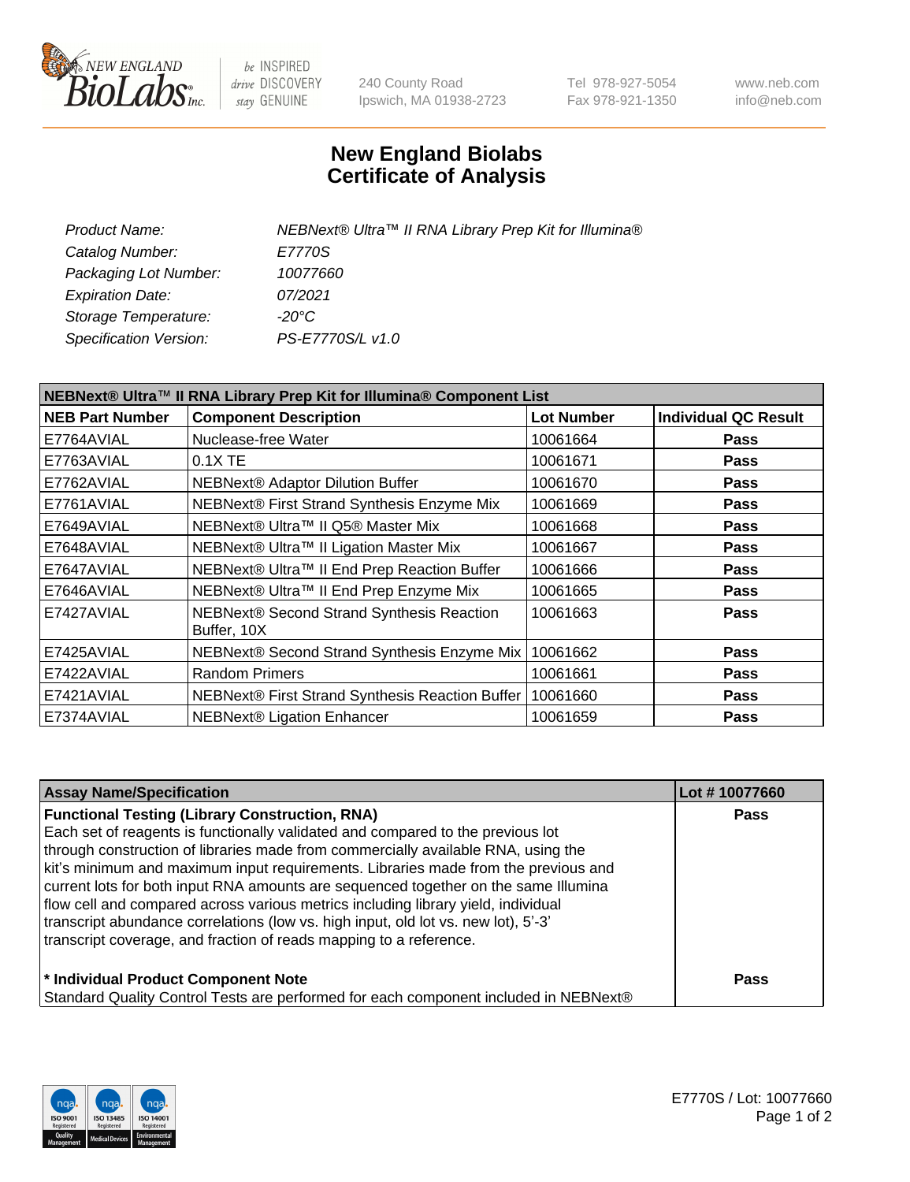New England Biolabs Inc. — be INSPIRED drive DISCOVERY stay GENUINE

240 County Road
Ipswich, MA 01938-2723

Tel 978-927-5054
Fax 978-921-1350

www.neb.com
info@neb.com

# New England Biolabs
# Certificate of Analysis

| | |
|---|---|
| *Product Name:* | *NEBNext® Ultra™ II RNA Library Prep Kit for Illumina®* |
| *Catalog Number:* | *E7770S* |
| *Packaging Lot Number:* | *10077660* |
| *Expiration Date:* | *07/2021* |
| *Storage Temperature:* | *-20°C* |
| *Specification Version:* | *PS-E7770S/L v1.0* |

**NEBNext® Ultra™ II RNA Library Prep Kit for Illumina® Component List**

| NEB Part Number | Component Description | Lot Number | Individual QC Result |
|---|---|---|---|
| E7764AVIAL | Nuclease-free Water | 10061664 | **Pass** |
| E7763AVIAL | 0.1X TE | 10061671 | **Pass** |
| E7762AVIAL | NEBNext® Adaptor Dilution Buffer | 10061670 | **Pass** |
| E7761AVIAL | NEBNext® First Strand Synthesis Enzyme Mix | 10061669 | **Pass** |
| E7649AVIAL | NEBNext® Ultra™ II Q5® Master Mix | 10061668 | **Pass** |
| E7648AVIAL | NEBNext® Ultra™ II Ligation Master Mix | 10061667 | **Pass** |
| E7647AVIAL | NEBNext® Ultra™ II End Prep Reaction Buffer | 10061666 | **Pass** |
| E7646AVIAL | NEBNext® Ultra™ II End Prep Enzyme Mix | 10061665 | **Pass** |
| E7427AVIAL | NEBNext® Second Strand Synthesis Reaction Buffer, 10X | 10061663 | **Pass** |
| E7425AVIAL | NEBNext® Second Strand Synthesis Enzyme Mix | 10061662 | **Pass** |
| E7422AVIAL | Random Primers | 10061661 | **Pass** |
| E7421AVIAL | NEBNext® First Strand Synthesis Reaction Buffer | 10061660 | **Pass** |
| E7374AVIAL | NEBNext® Ligation Enhancer | 10061659 | **Pass** |

| Assay Name/Specification | Lot # 10077660 |
|---|---|
| **Functional Testing (Library Construction, RNA)** Each set of reagents is functionally validated and compared to the previous lot through construction of libraries made from commercially available RNA, using the kit's minimum and maximum input requirements. Libraries made from the previous and current lots for both input RNA amounts are sequenced together on the same Illumina flow cell and compared across various metrics including library yield, individual transcript abundance correlations (low vs. high input, old lot vs. new lot), 5'-3' transcript coverage, and fraction of reads mapping to a reference. | **Pass** |
| **\* Individual Product Component Note** Standard Quality Control Tests are performed for each component included in NEBNext® | **Pass** |

E7770S / Lot: 10077660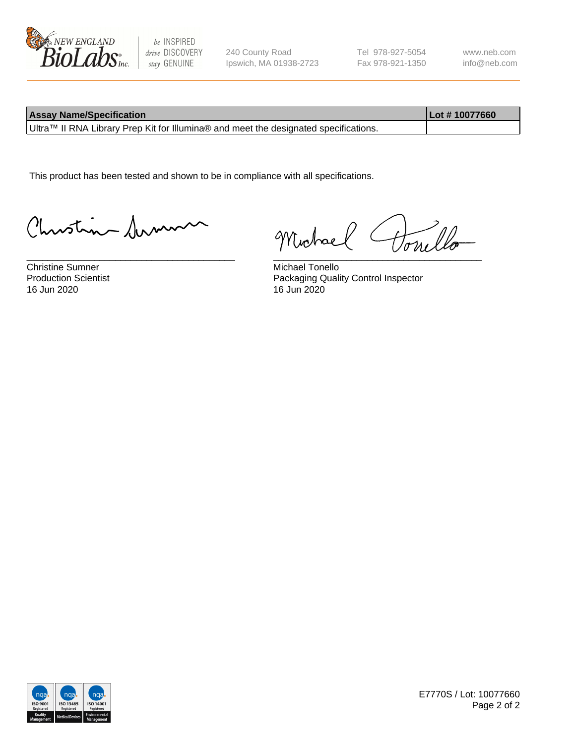| Assay Name/Specification | Lot # 10077660 |
| --- | --- |
| Ultra™ II RNA Library Prep Kit for Illumina® and meet the designated specifications. | |

This product has been tested and shown to be in compliance with all specifications.

Christine Sumner
Production Scientist
16 Jun 2020

Michael Tonello
Packaging Quality Control Inspector
16 Jun 2020

E7770S / Lot: 10077660